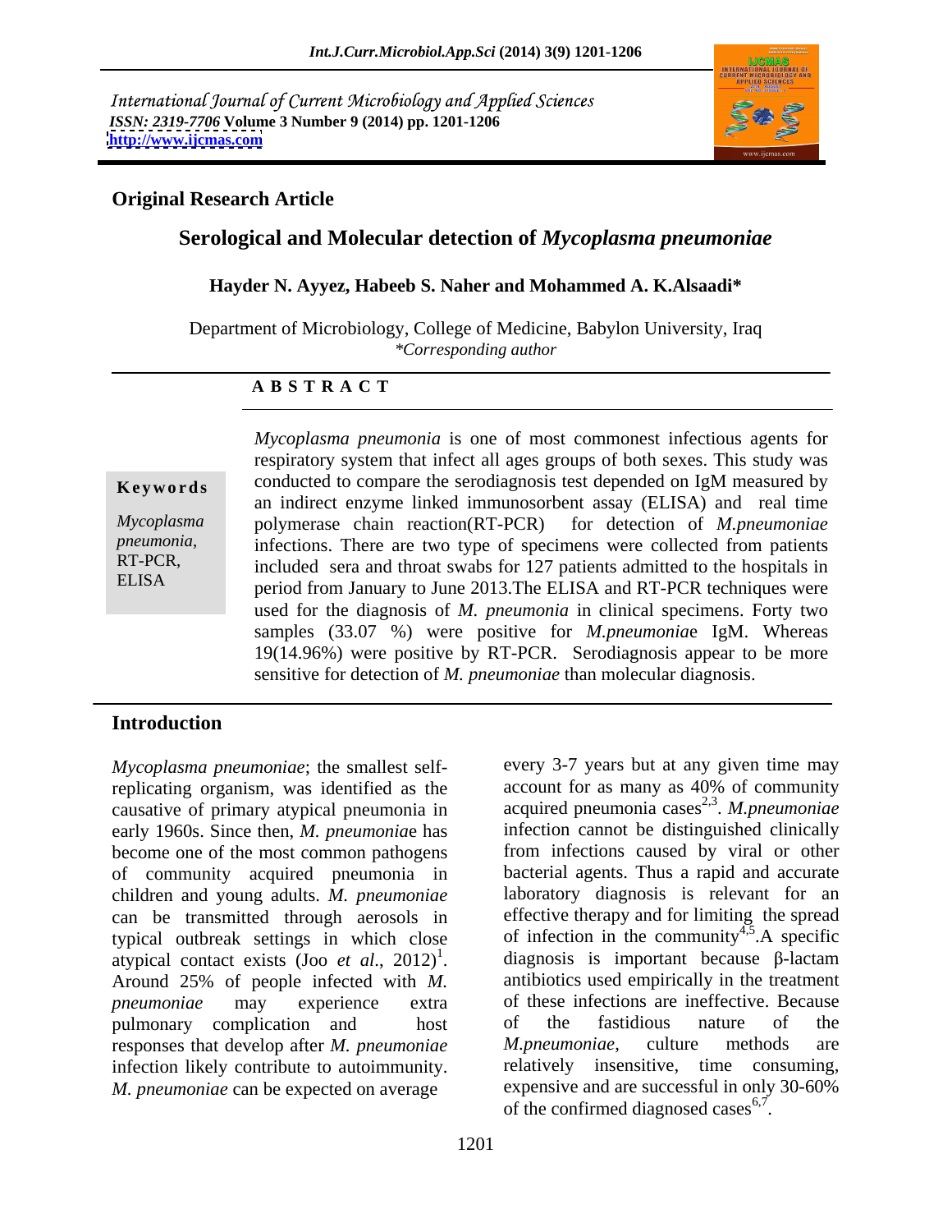International Journal of Current Microbiology and Applied Sciences
*ISSN: 2319-7706* **Volume 3 Number 9 (2014) pp. 1201-1206**
**http://www.ijcmas.com**

## Original Research Article

# Serological and Molecular detection of *Mycoplasma pneumoniae*

**Hayder N. Ayyez, Habeeb S. Naher and Mohammed A. K.Alsaadi***

Department of Microbiology, College of Medicine, Babylon University, Iraq
*\*Corresponding author*

### A B S T R A C T

**Keywords**

*Mycoplasma pneumonia*, RT-PCR, ELISA

*Mycoplasma pneumonia* is one of most commonest infectious agents for respiratory system that infect all ages groups of both sexes. This study was conducted to compare the serodiagnosis test depended on IgM measured by an indirect enzyme linked immunosorbent assay (ELISA) and real time polymerase chain reaction(RT-PCR) for detection of *M.pneumoniae* infections. There are two type of specimens were collected from patients included sera and throat swabs for 127 patients admitted to the hospitals in period from January to June 2013.The ELISA and RT-PCR techniques were used for the diagnosis of *M. pneumonia* in clinical specimens. Forty two samples (33.07 %) were positive for *M.pneumoniae* IgM. Whereas 19(14.96%) were positive by RT-PCR. Serodiagnosis appear to be more sensitive for detection of *M. pneumoniae* than molecular diagnosis.

## Introduction

*Mycoplasma pneumoniae*; the smallest self-replicating organism, was identified as the causative of primary atypical pneumonia in early 1960s. Since then, *M. pneumoniae* has become one of the most common pathogens of community acquired pneumonia in children and young adults. *M. pneumoniae* can be transmitted through aerosols in typical outbreak settings in which close atypical contact exists (Joo *et al*., 2012)[1]. Around 25% of people infected with *M. pneumoniae* may experience extra pulmonary complication and host responses that develop after *M. pneumoniae* infection likely contribute to autoimmunity. *M. pneumoniae* can be expected on average every 3-7 years but at any given time may account for as many as 40% of community acquired pneumonia cases[2,3]. *M.pneumoniae* infection cannot be distinguished clinically from infections caused by viral or other bacterial agents. Thus a rapid and accurate laboratory diagnosis is relevant for an effective therapy and for limiting the spread of infection in the community[4,5].A specific diagnosis is important because β-lactam antibiotics used empirically in the treatment of these infections are ineffective. Because of the fastidious nature of the *M.pneumoniae*, culture methods are relatively insensitive, time consuming, expensive and are successful in only 30-60% of the confirmed diagnosed cases[6,7].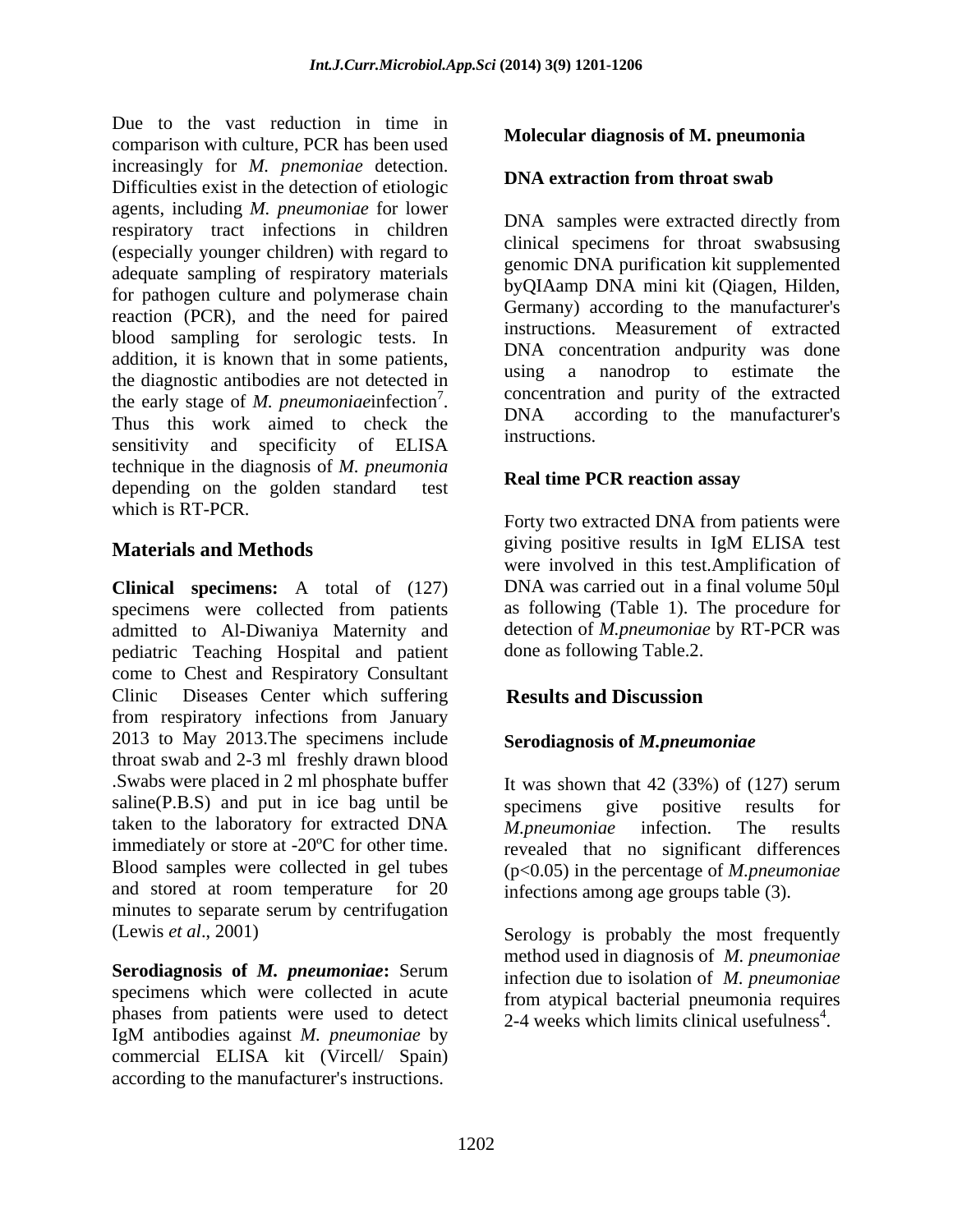Due to the vast reduction in time in comparison with culture, PCR has been used increasingly for *M. pnemoniae* detection. Difficulties exist in the detection of etiologic agents, including *M. pneumoniae* for lower respiratory tract infections in children (especially younger children) with regard to adequate sampling of respiratory materials for pathogen culture and polymerase chain reaction (PCR), and the need for paired blood sampling for serologic tests. In addition, it is known that in some patients, the diagnostic antibodies are not detected in the early stage of *M. pneumoniae*infection[7]. Thus this work aimed to check the sensitivity and specificity of ELISA technique in the diagnosis of *M. pneumonia* depending on the golden standard test which is RT-PCR.

## Materials and Methods

**Clinical specimens:** A total of (127) specimens were collected from patients admitted to Al-Diwaniya Maternity and pediatric Teaching Hospital and patient come to Chest and Respiratory Consultant Clinic Diseases Center which suffering from respiratory infections from January 2013 to May 2013.The specimens include throat swab and 2-3 ml freshly drawn blood .Swabs were placed in 2 ml phosphate buffer saline(P.B.S) and put in ice bag until be taken to the laboratory for extracted DNA immediately or store at -20ºC for other time. Blood samples were collected in gel tubes and stored at room temperature for 20 minutes to separate serum by centrifugation (Lewis *et al*., 2001)

**Serodiagnosis of *M. pneumoniae*:** Serum specimens which were collected in acute phases from patients were used to detect IgM antibodies against *M. pneumoniae* by commercial ELISA kit (Vircell/ Spain) according to the manufacturer's instructions.

### Molecular diagnosis of M. pneumonia

### DNA extraction from throat swab

DNA samples were extracted directly from clinical specimens for throat swabsusing genomic DNA purification kit supplemented byQIAamp DNA mini kit (Qiagen, Hilden, Germany) according to the manufacturer's instructions. Measurement of extracted DNA concentration andpurity was done using a nanodrop to estimate the concentration and purity of the extracted DNA according to the manufacturer's instructions.

### Real time PCR reaction assay

Forty two extracted DNA from patients were giving positive results in IgM ELISA test were involved in this test.Amplification of DNA was carried out in a final volume 50µl as following (Table 1). The procedure for detection of *M.pneumoniae* by RT-PCR was done as following Table.2.

## Results and Discussion

### Serodiagnosis of *M.pneumoniae*

It was shown that 42 (33%) of (127) serum specimens give positive results for *M.pneumoniae* infection. The results revealed that no significant differences ($p<0.05$) in the percentage of *M.pneumoniae* infections among age groups table (3).

Serology is probably the most frequently method used in diagnosis of *M. pneumoniae* infection due to isolation of *M. pneumoniae* from atypical bacterial pneumonia requires 2-4 weeks which limits clinical usefulness[4].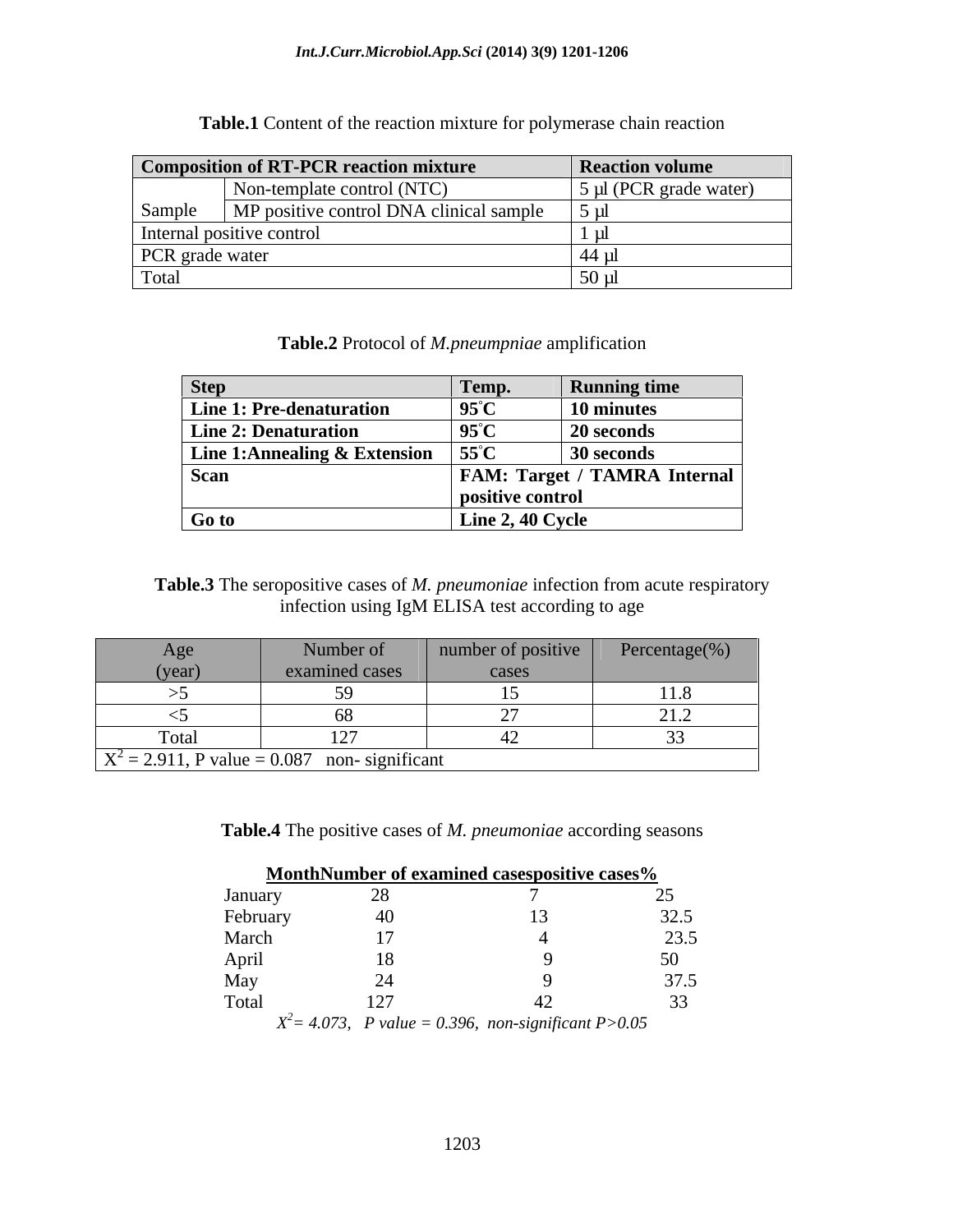**Table.1** Content of the reaction mixture for polymerase chain reaction

| Composition of RT-PCR reaction mixture | | Reaction volume |
|---|---|---|
| Sample | Non-template control (NTC) | 5 µl (PCR grade water) |
| | MP positive control DNA clinical sample | 5 µl |
| Internal positive control | | 1 µl |
| PCR grade water | | 44 µl |
| Total | | 50 µl |

**Table.2** Protocol of *M.pneumpniae* amplification

| Step | Temp. | Running time |
|---|---|---|
| **Line 1: Pre-denaturation** | **95°C** | **10 minutes** |
| **Line 2: Denaturation** | **95°C** | **20 seconds** |
| **Line 1:Annealing & Extension** | **55°C** | **30 seconds** |
| **Scan** | **FAM: Target / TAMRA Internal positive control** | |
| **Go to** | **Line 2, 40 Cycle** | |

**Table.3** The seropositive cases of *M. pneumoniae* infection from acute respiratory infection using IgM ELISA test according to age

| Age (year) | Number of examined cases | number of positive cases | Percentage(%) |
|---|---|---|---|
| >5 | 59 | 15 | 11.8 |
| <5 | 68 | 27 | 21.2 |
| Total | 127 | 42 | 33 |
| $X^2$ = 2.911, P value = 0.087 non- significant | | | |

**Table.4** The positive cases of *M. pneumoniae* according seasons

| Month | Number of examined cases | positive cases | % |
|---|---|---|---|
| January | 28 | 7 | 25 |
| February | 40 | 13 | 32.5 |
| March | 17 | 4 | 23.5 |
| April | 18 | 9 | 50 |
| May | 24 | 9 | 37.5 |
| Total | 127 | 42 | 33 |

*$X^2$= 4.073, P value = 0.396, non-significant P>0.05*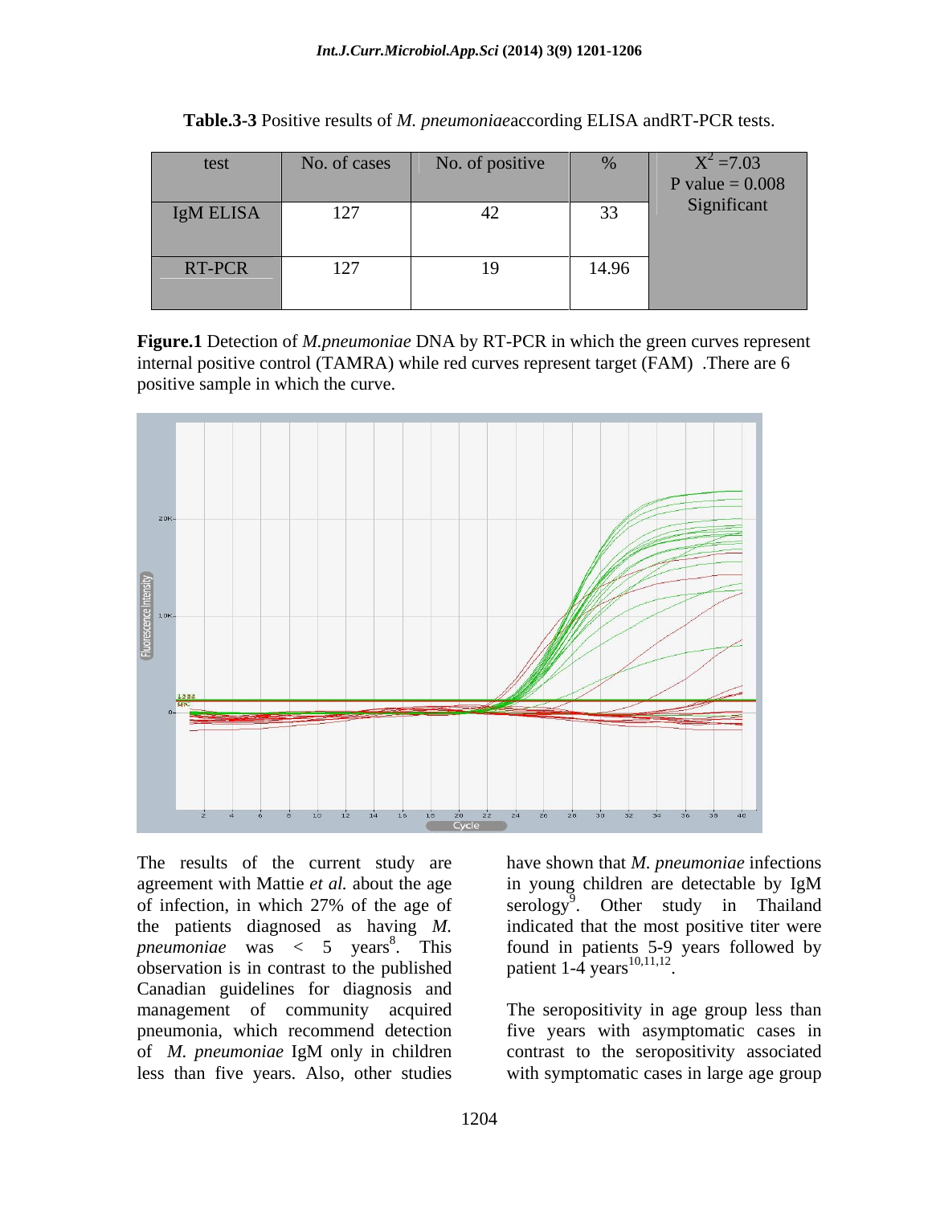**Table.3-3** Positive results of *M. pneumoniae*according ELISA andRT-PCR tests.

| test | No. of cases | No. of positive | % | $X^2$ =7.03 P value = 0.008 Significant |
|---|---|---|---|---|
| IgM ELISA | 127 | 42 | 33 | |
| RT-PCR | 127 | 19 | 14.96 | |

**Figure.1** Detection of *M.pneumoniae* DNA by RT-PCR in which the green curves represent internal positive control (TAMRA) while red curves represent target (FAM) .There are 6 positive sample in which the curve.

The results of the current study are agreement with Mattie *et al.* about the age of infection, in which 27% of the age of the patients diagnosed as having *M. pneumoniae* was < 5 years[8]. This observation is in contrast to the published Canadian guidelines for diagnosis and management of community acquired pneumonia, which recommend detection of *M. pneumoniae* IgM only in children less than five years. Also, other studies have shown that *M. pneumoniae* infections in young children are detectable by IgM serology[9]. Other study in Thailand indicated that the most positive titer were found in patients 5-9 years followed by patient 1-4 years[10,11,12].

The seropositivity in age group less than five years with asymptomatic cases in contrast to the seropositivity associated with symptomatic cases in large age group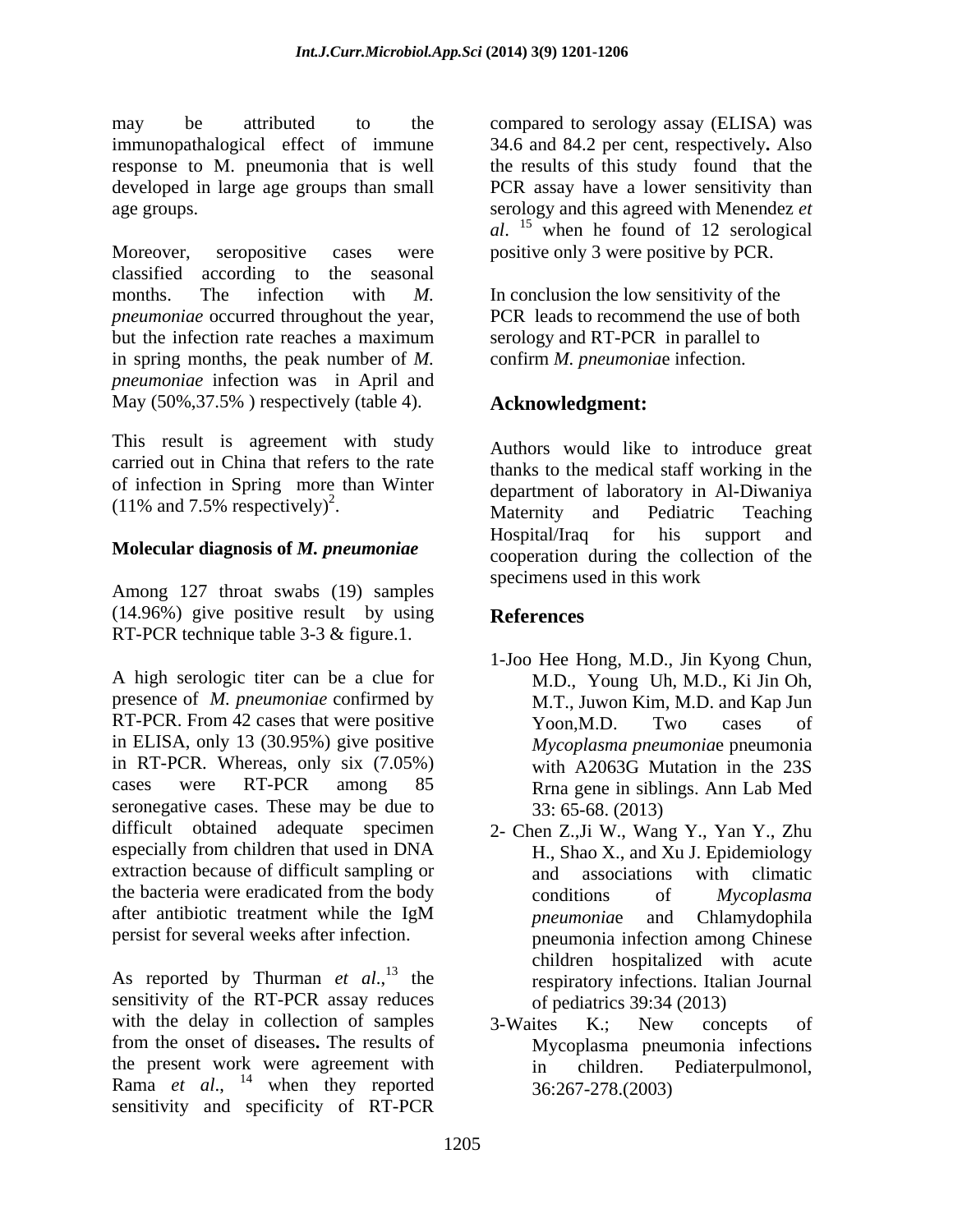may be attributed to the immunopathalogical effect of immune response to M. pneumonia that is well developed in large age groups than small age groups.

Moreover, seropositive cases were classified according to the seasonal months. The infection with *M. pneumoniae* occurred throughout the year, but the infection rate reaches a maximum in spring months, the peak number of *M. pneumoniae* infection was in April and May (50%,37.5% ) respectively (table 4).

This result is agreement with study carried out in China that refers to the rate of infection in Spring more than Winter (11% and 7.5% respectively)[2].

**Molecular diagnosis of *M. pneumoniae***

Among 127 throat swabs (19) samples (14.96%) give positive result by using RT-PCR technique table 3-3 & figure.1.

A high serologic titer can be a clue for presence of *M. pneumoniae* confirmed by RT-PCR. From 42 cases that were positive in ELISA, only 13 (30.95%) give positive in RT-PCR. Whereas, only six (7.05%) cases were RT-PCR among 85 seronegative cases. These may be due to difficult obtained adequate specimen especially from children that used in DNA extraction because of difficult sampling or the bacteria were eradicated from the body after antibiotic treatment while the IgM persist for several weeks after infection.

As reported by Thurman *et al*.,[13] the sensitivity of the RT-PCR assay reduces with the delay in collection of samples from the onset of diseases**.** The results of the present work were agreement with Rama *et al*., [14] when they reported sensitivity and specificity of RT-PCR compared to serology assay (ELISA) was 34.6 and 84.2 per cent, respectively**.** Also the results of this study found that the PCR assay have a lower sensitivity than serology and this agreed with Menendez *et al*. [15] when he found of 12 serological positive only 3 were positive by PCR.

In conclusion the low sensitivity of the PCR leads to recommend the use of both serology and RT-PCR in parallel to confirm *M. pneumonia*e infection.

## Acknowledgment:

Authors would like to introduce great thanks to the medical staff working in the department of laboratory in Al-Diwaniya Maternity and Pediatric Teaching Hospital/Iraq for his support and cooperation during the collection of the specimens used in this work

## References

1-Joo Hee Hong, M.D., Jin Kyong Chun, M.D., Young Uh, M.D., Ki Jin Oh, M.T., Juwon Kim, M.D. and Kap Jun Yoon,M.D. Two cases of *Mycoplasma pneumonia*e pneumonia with A2063G Mutation in the 23S Rrna gene in siblings. Ann Lab Med 33: 65-68. (2013)

2- Chen Z.,Ji W., Wang Y., Yan Y., Zhu H., Shao X., and Xu J. Epidemiology and associations with climatic conditions of *Mycoplasma pneumonia*e and Chlamydophila pneumonia infection among Chinese children hospitalized with acute respiratory infections. Italian Journal of pediatrics 39:34 (2013)

3-Waites K.; New concepts of Mycoplasma pneumonia infections in children. Pediaterpulmonol, 36:267-278.(2003)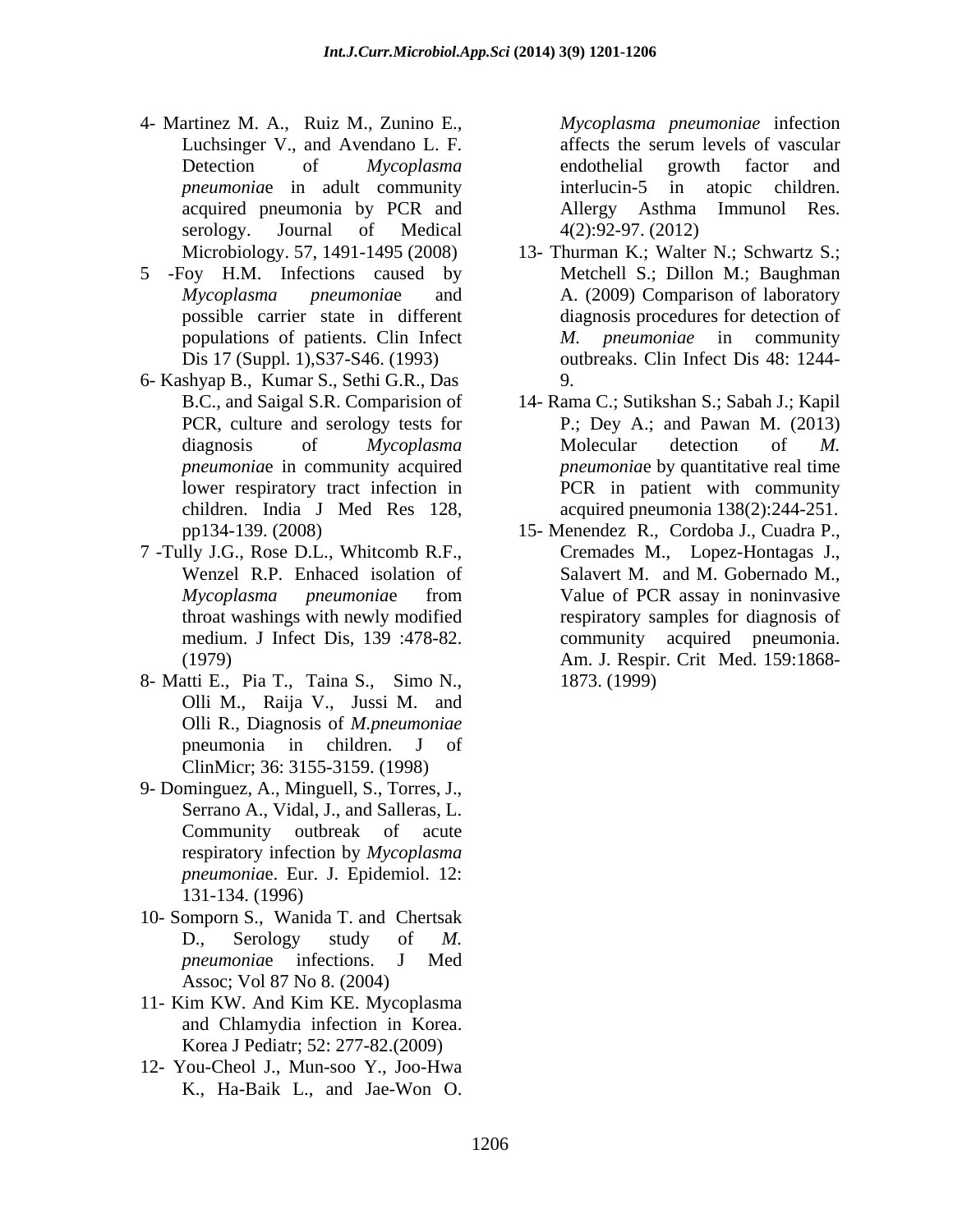4- Martinez M. A., Ruiz M., Zunino E., Luchsinger V., and Avendano L. F. Detection of *Mycoplasma pneumonia*e in adult community acquired pneumonia by PCR and serology. Journal of Medical Microbiology. 57, 1491-1495 (2008)

5 -Foy H.M. Infections caused by *Mycoplasma pneumonia*e and possible carrier state in different populations of patients. Clin Infect Dis 17 (Suppl. 1),S37-S46. (1993)

6- Kashyap B., Kumar S., Sethi G.R., Das B.C., and Saigal S.R. Comparision of PCR, culture and serology tests for diagnosis of *Mycoplasma pneumonia*e in community acquired lower respiratory tract infection in children. India J Med Res 128, pp134-139. (2008)

7 -Tully J.G., Rose D.L., Whitcomb R.F., Wenzel R.P. Enhaced isolation of *Mycoplasma pneumonia*e from throat washings with newly modified medium. J Infect Dis, 139 :478-82. (1979)

8- Matti E., Pia T., Taina S., Simo N., Olli M., Raija V., Jussi M. and Olli R., Diagnosis of *M.pneumoniae* pneumonia in children. J of ClinMicr; 36: 3155-3159. (1998)

9- Dominguez, A., Minguell, S., Torres, J., Serrano A., Vidal, J., and Salleras, L. Community outbreak of acute respiratory infection by *Mycoplasma pneumonia*e. Eur. J. Epidemiol. 12: 131-134. (1996)

10- Somporn S., Wanida T. and Chertsak D., Serology study of *M. pneumonia*e infections. J Med Assoc; Vol 87 No 8. (2004)

11- Kim KW. And Kim KE. Mycoplasma and Chlamydia infection in Korea. Korea J Pediatr; 52: 277-82.(2009)

12- You-Cheol J., Mun-soo Y., Joo-Hwa K., Ha-Baik L., and Jae-Won O. *Mycoplasma pneumoniae* infection affects the serum levels of vascular endothelial growth factor and interlucin-5 in atopic children. Allergy Asthma Immunol Res. 4(2):92-97. (2012)

13- Thurman K.; Walter N.; Schwartz S.; Metchell S.; Dillon M.; Baughman A. (2009) Comparison of laboratory diagnosis procedures for detection of *M. pneumoniae* in community outbreaks. Clin Infect Dis 48: 1244-9.

14- Rama C.; Sutikshan S.; Sabah J.; Kapil P.; Dey A.; and Pawan M. (2013) Molecular detection of *M. pneumonia*e by quantitative real time PCR in patient with community acquired pneumonia 138(2):244-251.

15- Menendez R., Cordoba J., Cuadra P., Cremades M., Lopez-Hontagas J., Salavert M. and M. Gobernado M., Value of PCR assay in noninvasive respiratory samples for diagnosis of community acquired pneumonia. Am. J. Respir. Crit Med. 159:1868-1873. (1999)